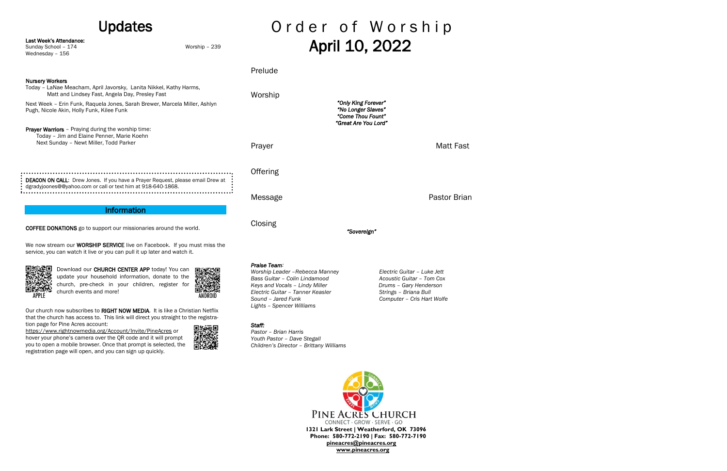# Updates

**Last Week's Attendance:**
Sunday School – 174
Worship – 239
Wednesday – 156

**Nursery Workers**
Today – LaNae Meacham, April Javorsky, Lanita Nikkel, Kathy Harms, Matt and Lindsey Fast, Angela Day, Presley Fast

Next Week – Erin Funk, Raquela Jones, Sarah Brewer, Marcela Miller, Ashlyn Pugh, Nicole Akin, Holly Funk, Kilee Funk

**Prayer Warriors** – Praying during the worship time:
Today – Jim and Elaine Penner, Marie Koehn
Next Sunday – Newt Miller, Todd Parker

**DEACON ON CALL**: Drew Jones. If you have a Prayer Request, please email Drew at dgradyjoones@@yahoo.com or call or text him at 918-640-1868.

## Information

**COFFEE DONATIONS** go to support our missionaries around the world.

We now stream our **WORSHIP SERVICE** live on Facebook. If you must miss the service, you can watch it live or you can pull it up later and watch it.

APPLE

Download our **CHURCH CENTER APP** today! You can update your household information, donate to the church, pre-check in your children, register for church events and more!

ANDROID

Our church now subscribes to **RIGHT NOW MEDIA**. It is like a Christian Netflix that the church has access to. This link will direct you straight to the registration page for Pine Acres account:
https://www.rightnowmedia.org/Account/Invite/PineAcres or hover your phone's camera over the QR code and it will prompt you to open a mobile browser. Once that prompt is selected, the registration page will open, and you can sign up quickly.

# Order of Worship

## April 10, 2022

Prelude

Worship

*"Only King Forever"*
*"No Longer Slaves"*
*"Come Thou Fount"*
*"Great Are You Lord"*

Prayer — Matt Fast

Offering

Message — Pastor Brian

Closing

*"Sovereign"*

***Praise Team:***
*Worship Leader –Rebecca Manney*
*Bass Guitar – Colin Lindamood*
*Keys and Vocals – Lindy Miller*
*Electric Guitar – Tanner Keasler*
*Sound – Jared Funk*
*Lights – Spencer Williams*
*Electric Guitar – Luke Jett*
*Acoustic Guitar – Tom Cox*
*Drums – Gary Henderson*
*Strings – Briana Bull*
*Computer – Cris Hart Wolfe*

***Staff:***
*Pastor – Brian Harris*
*Youth Pastor – Dave Stegall*
*Children's Director – Brittany Williams*

PINE ACRES CHURCH
CONNECT · GROW · SERVE · GO
**1321 Lark Street | Weatherford, OK 73096**
**Phone: 580-772-2190 | Fax: 580-772-7190**
**pineacres@pineacres.org**
**www.pineacres.org**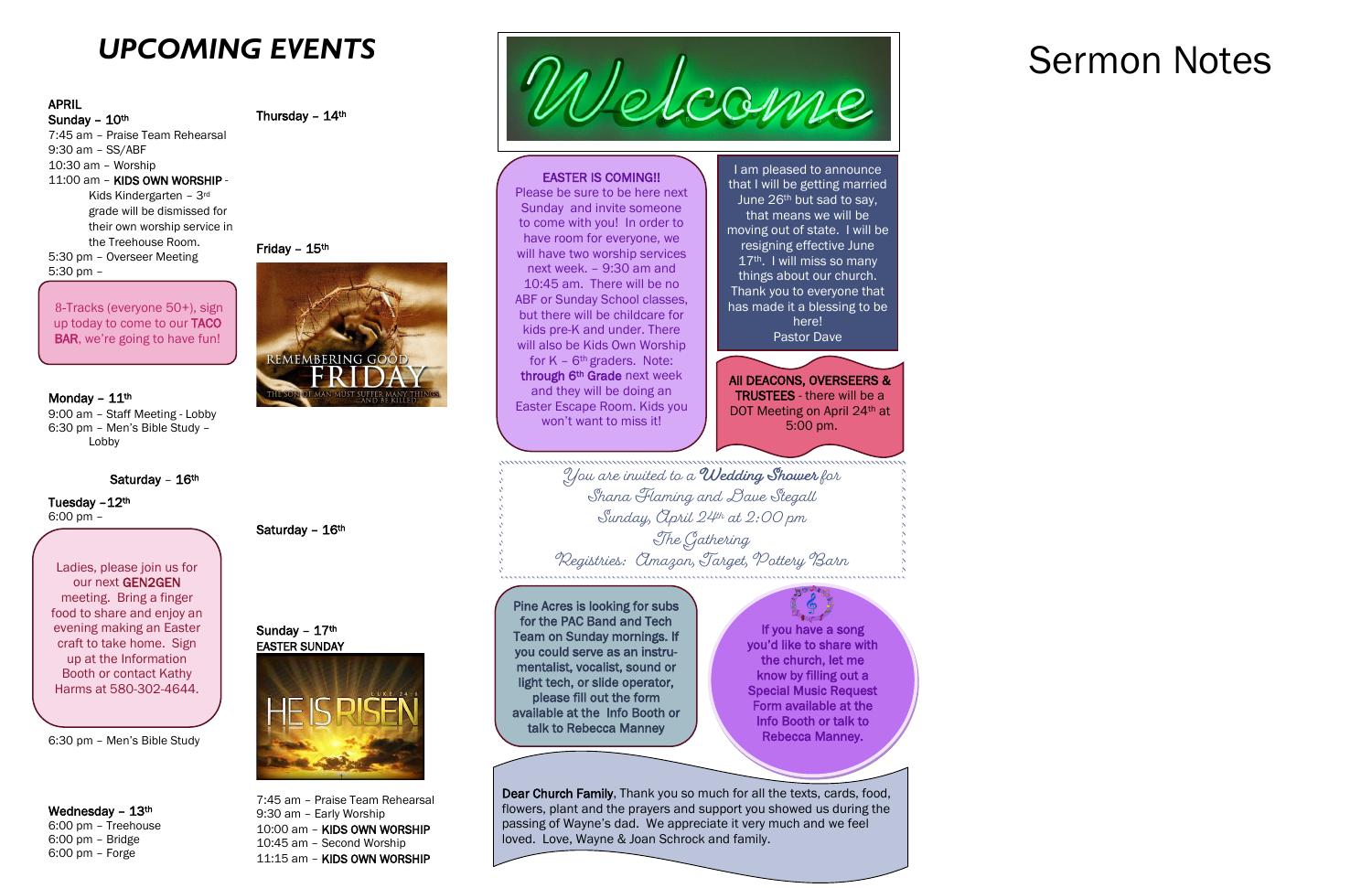# UPCOMING EVENTS

**APRIL**

**Sunday – 10th**
7:45 am – Praise Team Rehearsal
9:30 am – SS/ABF
10:30 am – Worship
11:00 am – **KIDS OWN WORSHIP** - Kids Kindergarten – 3rd grade will be dismissed for their own worship service in the Treehouse Room.
5:30 pm – Overseer Meeting
5:30 pm –

8-Tracks (everyone 50+), sign up today to come to our **TACO BAR**, we're going to have fun!

**Monday – 11th**
9:00 am – Staff Meeting - Lobby
6:30 pm – Men's Bible Study – Lobby

**Saturday – 16th**

**Tuesday –12th**
6:00 pm –

Ladies, please join us for our next **GEN2GEN** meeting. Bring a finger food to share and enjoy an evening making an Easter craft to take home. Sign up at the Information Booth or contact Kathy Harms at 580-302-4644.

6:30 pm – Men's Bible Study

**Wednesday – 13th**
6:00 pm – Treehouse
6:00 pm – Bridge
6:00 pm – Forge

**Thursday – 14th**

**Friday – 15th**

REMEMBERING GOOD FRIDAY
THE SON OF MAN MUST SUFFER MANY THINGS ...AND BE KILLED

**Saturday – 16th**

**Sunday – 17th**
**EASTER SUNDAY**

HE IS RISEN
LUKE 24:6

7:45 am – Praise Team Rehearsal
9:30 am – Early Worship
10:00 am – **KIDS OWN WORSHIP**
10:45 am – Second Worship
11:15 am – **KIDS OWN WORSHIP**

# Welcome

**EASTER IS COMING!!**
Please be sure to be here next Sunday and invite someone to come with you! In order to have room for everyone, we will have two worship services next week. – 9:30 am and 10:45 am. There will be no ABF or Sunday School classes, but there will be childcare for kids pre-K and under. There will also be Kids Own Worship for K – 6th graders. Note: **through 6th Grade** next week and they will be doing an Easter Escape Room. Kids you won't want to miss it!

I am pleased to announce that I will be getting married June 26th but sad to say, that means we will be moving out of state. I will be resigning effective June 17th. I will miss so many things about our church. Thank you to everyone that has made it a blessing to be here!
Pastor Dave

**All DEACONS, OVERSEERS & TRUSTEES** - there will be a DOT Meeting on April 24th at 5:00 pm.

*You are invited to a **Wedding Shower** for*
*Shana Flaming and Dave Stegall*
*Sunday, April 24th at 2:00 pm*
*The Gathering*
*Registries: Amazon, Target, Pottery Barn*

Pine Acres is looking for subs for the PAC Band and Tech Team on Sunday mornings. If you could serve as an instrumentalist, vocalist, sound or light tech, or slide operator, please fill out the form available at the Info Booth or talk to Rebecca Manney

If you have a song you'd like to share with the church, let me know by filling out a Special Music Request Form available at the Info Booth or talk to Rebecca Manney.

**Dear Church Family**, Thank you so much for all the texts, cards, food, flowers, plant and the prayers and support you showed us during the passing of Wayne's dad. We appreciate it very much and we feel loved. Love, Wayne & Joan Schrock and family.

# Sermon Notes